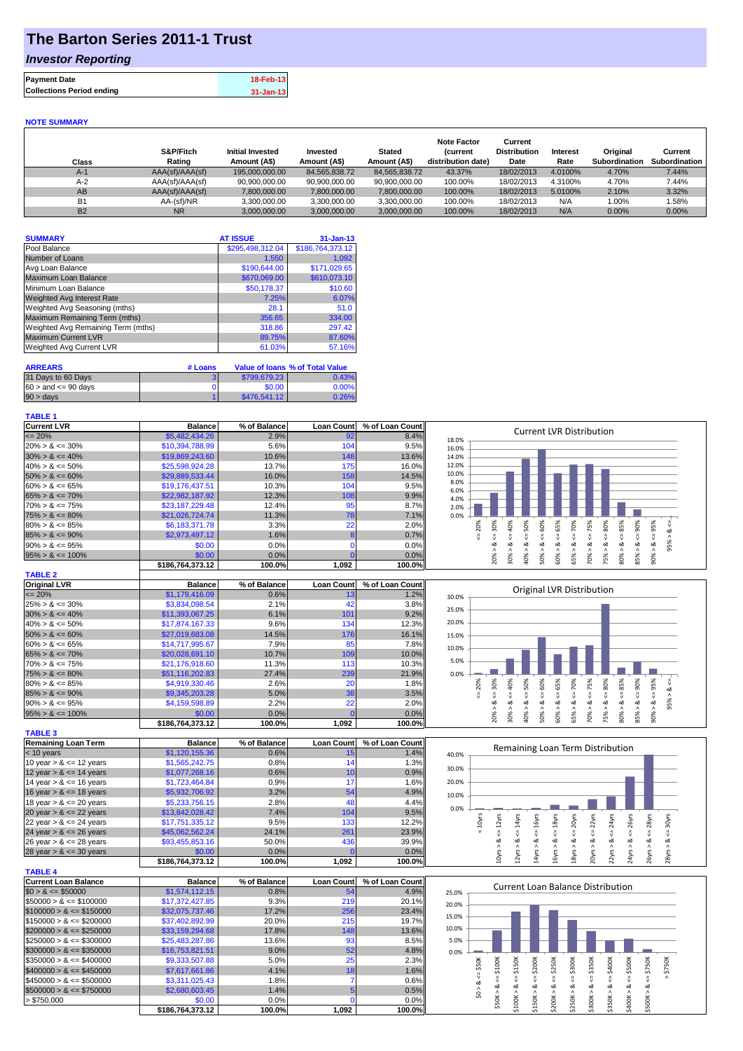# The Barton Series 2011-1 Trust

## *Investor Reporting*

| | |
|---|---|
| **Payment Date** | 18-Feb-13 |
| **Collections Period ending** | 31-Jan-13 |

### NOTE SUMMARY

| Class | S&P/Fitch Rating | Initial Invested Amount (A$) | Invested Amount (A$) | Stated Amount (A$) | Note Factor (current distribution date) | Current Distribution Date | Interest Rate | Original Subordination | Current Subordination |
|---|---|---|---|---|---|---|---|---|---|
| A-1 | AAA(sf)/AAA(sf) | 195,000,000.00 | 84,565,838.72 | 84,565,838.72 | 43.37% | 18/02/2013 | 4.0100% | 4.70% | 7.44% |
| A-2 | AAA(sf)/AAA(sf) | 90,900,000.00 | 90,900,000.00 | 90,900,000.00 | 100.00% | 18/02/2013 | 4.3100% | 4.70% | 7.44% |
| AB | AAA(sf)/AAA(sf) | 7,800,000.00 | 7,800,000.00 | 7,800,000.00 | 100.00% | 18/02/2013 | 5.0100% | 2.10% | 3.32% |
| B1 | AA-(sf)/NR | 3,300,000.00 | 3,300,000.00 | 3,300,000.00 | 100.00% | 18/02/2013 | N/A | 1.00% | 1.58% |
| B2 | NR | 3,000,000.00 | 3,000,000.00 | 3,000,000.00 | 100.00% | 18/02/2013 | N/A | 0.00% | 0.00% |

| SUMMARY | AT ISSUE | 31-Jan-13 |
|---|---|---|
| Pool Balance | $295,498,312.04 | $186,764,373.12 |
| Number of Loans | 1,550 | 1,092 |
| Avg Loan Balance | $190,644.00 | $171,029.65 |
| Maximum Loan Balance | $670,069.00 | $610,073.10 |
| Minimum Loan Balance | $50,178.37 | $10.60 |
| Weighted Avg Interest Rate | 7.25% | 6.07% |
| Weighted Avg Seasoning (mths) | 28.1 | 51.0 |
| Maximum Remaining Term (mths) | 356.65 | 334.00 |
| Weighted Avg Remaining Term (mths) | 318.86 | 297.42 |
| Maximum Current LVR | 89.75% | 87.60% |
| Weighted Avg Current LVR | 61.03% | 57.16% |

| ARREARS | # Loans | Value of loans | % of Total Value |
|---|---|---|---|
| 31 Days to 60 Days | 3 | $799,679.23 | 0.43% |
| $60 >$ and $<= 90$ days | 0 | $0.00 | 0.00% |
| $90 >$ days | 1 | $476,541.12 | 0.26% |

### TABLE 1

| Current LVR | Balance | % of Balance | Loan Count | % of Loan Count |
|---|---|---|---|---|
| <= 20% | $5,482,434.26 | 2.9% | 92 | 8.4% |
| 20% > & <= 30% | $10,394,788.99 | 5.6% | 104 | 9.5% |
| 30% > & <= 40% | $19,869,243.60 | 10.6% | 148 | 13.6% |
| 40% > & <= 50% | $25,598,924.28 | 13.7% | 175 | 16.0% |
| 50% > & <= 60% | $29,889,533.44 | 16.0% | 158 | 14.5% |
| 60% > & <= 65% | $19,176,437.51 | 10.3% | 104 | 9.5% |
| 65% > & <= 70% | $22,982,187.92 | 12.3% | 108 | 9.9% |
| 70% > & <= 75% | $23,187,229.48 | 12.4% | 95 | 8.7% |
| 75% > & <= 80% | $21,026,724.74 | 11.3% | 78 | 7.1% |
| 80% > & <= 85% | $6,183,371.78 | 3.3% | 22 | 2.0% |
| 85% > & <= 90% | $2,973,497.12 | 1.6% | 8 | 0.7% |
| 90% > & <= 95% | $0.00 | 0.0% | 0 | 0.0% |
| 95% > & <= 100% | $0.00 | 0.0% | 0 | 0.0% |
| | $186,764,373.12 | 100.0% | 1,092 | 100.0% |

### TABLE 2

| Original LVR | Balance | % of Balance | Loan Count | % of Loan Count |
|---|---|---|---|---|
| <= 20% | $1,179,416.09 | 0.6% | 13 | 1.2% |
| 25% > & <= 30% | $3,834,098.54 | 2.1% | 42 | 3.8% |
| 30% > & <= 40% | $11,393,067.25 | 6.1% | 101 | 9.2% |
| 40% > & <= 50% | $17,874,167.33 | 9.6% | 134 | 12.3% |
| 50% > & <= 60% | $27,019,683.08 | 14.5% | 176 | 16.1% |
| 60% > & <= 65% | $14,717,995.67 | 7.9% | 85 | 7.8% |
| 65% > & <= 70% | $20,028,691.10 | 10.7% | 109 | 10.0% |
| 70% > & <= 75% | $21,176,918.60 | 11.3% | 113 | 10.3% |
| 75% > & <= 80% | $51,116,202.83 | 27.4% | 239 | 21.9% |
| 80% > & <= 85% | $4,919,330.46 | 2.6% | 20 | 1.8% |
| 85% > & <= 90% | $9,345,203.28 | 5.0% | 38 | 3.5% |
| 90% > & <= 95% | $4,159,598.89 | 2.2% | 22 | 2.0% |
| 95% > & <= 100% | $0.00 | 0.0% | 0 | 0.0% |
| | $186,764,373.12 | 100.0% | 1,092 | 100.0% |

### TABLE 3

| Remaining Loan Term | Balance | % of Balance | Loan Count | % of Loan Count |
|---|---|---|---|---|
| < 10 years | $1,120,155.36 | 0.6% | 15 | 1.4% |
| 10 year > & <= 12 years | $1,565,242.75 | 0.8% | 14 | 1.3% |
| 12 year > & <= 14 years | $1,077,268.16 | 0.6% | 10 | 0.9% |
| 14 year > & <= 16 years | $1,723,464.84 | 0.9% | 17 | 1.6% |
| 16 year > & <= 18 years | $5,932,706.92 | 3.2% | 54 | 4.9% |
| 18 year > & <= 20 years | $5,233,756.15 | 2.8% | 48 | 4.4% |
| 20 year > & <= 22 years | $13,842,028.42 | 7.4% | 104 | 9.5% |
| 22 year > & <= 24 years | $17,751,335.12 | 9.5% | 133 | 12.2% |
| 24 year > & <= 26 years | $45,062,562.24 | 24.1% | 261 | 23.9% |
| 26 year > & <= 28 years | $93,455,853.16 | 50.0% | 436 | 39.9% |
| 28 year > & <= 30 years | $0.00 | 0.0% | 0 | 0.0% |
| | $186,764,373.12 | 100.0% | 1,092 | 100.0% |

### TABLE 4

| Current Loan Balance | Balance | % of Balance | Loan Count | % of Loan Count |
|---|---|---|---|---|
| $0 > & <= $50000 | $1,574,112.15 | 0.8% | 54 | 4.9% |
| $50000 > & <= $100000 | $17,372,427.85 | 9.3% | 219 | 20.1% |
| $100000 > & <= $150000 | $32,075,737.46 | 17.2% | 256 | 23.4% |
| $150000 > & <= $200000 | $37,402,892.99 | 20.0% | 215 | 19.7% |
| $200000 > & <= $250000 | $33,159,294.68 | 17.8% | 148 | 13.6% |
| $250000 > & <= $300000 | $25,483,287.86 | 13.6% | 93 | 8.5% |
| $300000 > & <= $350000 | $16,753,821.51 | 9.0% | 52 | 4.8% |
| $350000 > & <= $400000 | $9,333,507.88 | 5.0% | 25 | 2.3% |
| $400000 > & <= $450000 | $7,617,661.86 | 4.1% | 18 | 1.6% |
| $450000 > & <= $500000 | $3,311,025.43 | 1.8% | 7 | 0.6% |
| $500000 > & <= $750000 | $2,680,603.45 | 1.4% | 5 | 0.5% |
| > $750,000 | $0.00 | 0.0% | 0 | 0.0% |
| | $186,764,373.12 | 100.0% | 1,092 | 100.0% |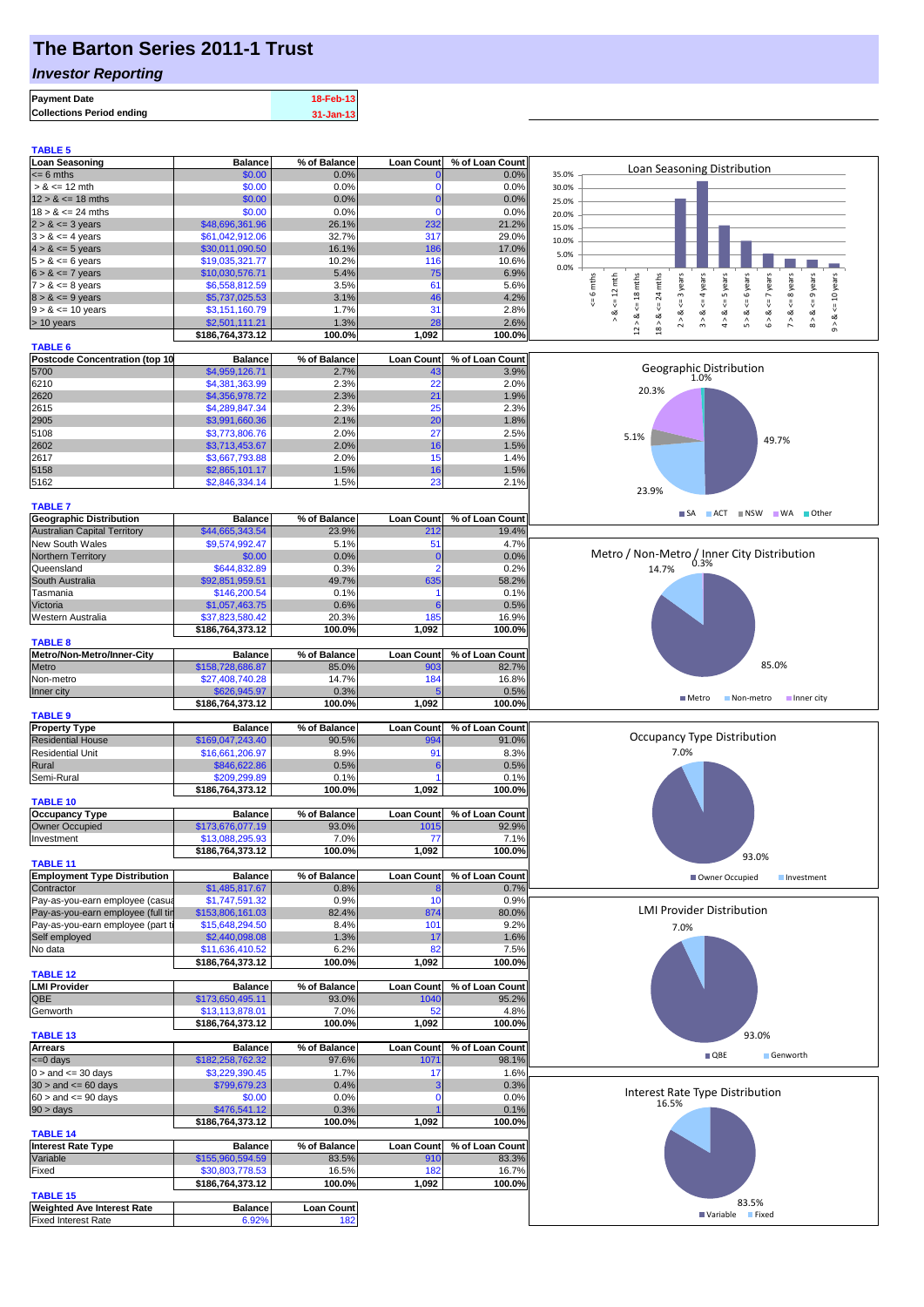# The Barton Series 2011-1 Trust

## *Investor Reporting*

| | |
|---|---|
| **Payment Date** | 18-Feb-13 |
| **Collections Period ending** | 31-Jan-13 |

**TABLE 5**

| Loan Seasoning | Balance | % of Balance | Loan Count | % of Loan Count |
|---|---|---|---|---|
| <= 6 mths | $0.00 | 0.0% | 0 | 0.0% |
| > & <= 12 mth | $0.00 | 0.0% | 0 | 0.0% |
| 12 > & <= 18 mths | $0.00 | 0.0% | 0 | 0.0% |
| 18 > & <= 24 mths | $0.00 | 0.0% | 0 | 0.0% |
| 2 > & <= 3 years | $48,696,361.96 | 26.1% | 232 | 21.2% |
| 3 > & <= 4 years | $61,042,912.06 | 32.7% | 317 | 29.0% |
| 4 > & <= 5 years | $30,011,090.50 | 16.1% | 186 | 17.0% |
| 5 > & <= 6 years | $19,035,321.77 | 10.2% | 116 | 10.6% |
| 6 > & <= 7 years | $10,030,576.71 | 5.4% | 75 | 6.9% |
| 7 > & <= 8 years | $6,558,812.59 | 3.5% | 61 | 5.6% |
| 8 > & <= 9 years | $5,737,025.53 | 3.1% | 46 | 4.2% |
| 9 > & <= 10 years | $3,151,160.79 | 1.7% | 31 | 2.8% |
| > 10 years | $2,501,111.21 | 1.3% | 28 | 2.6% |
| | $186,764,373.12 | 100.0% | 1,092 | 100.0% |

Loan Seasoning Distribution

35.0%
30.0%
25.0%
20.0%
15.0%
10.0%
5.0%
0.0%

<= 6 mths
> & <= 12 mth
12 > & <= 18 mths
18 > & <= 24 mths
2 > & <= 3 years
3 > & <= 4 years
4 > & <= 5 years
5 > & <= 6 years
6 > & <= 7 years
7 > & <= 8 years
8 > & <= 9 years
9 > & <= 10 years

**TABLE 6**

| Postcode Concentration (top 10) | Balance | % of Balance | Loan Count | % of Loan Count |
|---|---|---|---|---|
| 5700 | $4,959,126.71 | 2.7% | 43 | 3.9% |
| 6210 | $4,381,363.99 | 2.3% | 22 | 2.0% |
| 2620 | $4,356,978.72 | 2.3% | 21 | 1.9% |
| 2615 | $4,289,847.34 | 2.3% | 25 | 2.3% |
| 2905 | $3,991,660.36 | 2.1% | 20 | 1.8% |
| 5108 | $3,773,806.76 | 2.0% | 27 | 2.5% |
| 2602 | $3,713,453.67 | 2.0% | 16 | 1.5% |
| 2617 | $3,667,793.88 | 2.0% | 15 | 1.4% |
| 5158 | $2,865,101.17 | 1.5% | 16 | 1.5% |
| 5162 | $2,846,334.14 | 1.5% | 23 | 2.1% |

Geographic Distribution

1.0%
20.3%
5.1%
49.7%
23.9%

SA ACT NSW WA Other

**TABLE 7**

| Geographic Distribution | Balance | % of Balance | Loan Count | % of Loan Count |
|---|---|---|---|---|
| Australian Capital Territory | $44,665,343.54 | 23.9% | 212 | 19.4% |
| New South Wales | $9,574,992.47 | 5.1% | 51 | 4.7% |
| Northern Territory | $0.00 | 0.0% | 0 | 0.0% |
| Queensland | $644,832.89 | 0.3% | 2 | 0.2% |
| South Australia | $92,851,959.51 | 49.7% | 635 | 58.2% |
| Tasmania | $146,200.54 | 0.1% | 1 | 0.1% |
| Victoria | $1,057,463.75 | 0.6% | 6 | 0.5% |
| Western Australia | $37,823,580.42 | 20.3% | 185 | 16.9% |
| | $186,764,373.12 | 100.0% | 1,092 | 100.0% |

Metro / Non-Metro / Inner City Distribution

0.3%
14.7%
85.0%

Metro Non-metro Inner city

**TABLE 8**

| Metro/Non-Metro/Inner-City | Balance | % of Balance | Loan Count | % of Loan Count |
|---|---|---|---|---|
| Metro | $158,728,686.87 | 85.0% | 903 | 82.7% |
| Non-metro | $27,408,740.28 | 14.7% | 184 | 16.8% |
| Inner city | $626,945.97 | 0.3% | 5 | 0.5% |
| | $186,764,373.12 | 100.0% | 1,092 | 100.0% |

**TABLE 9**

| Property Type | Balance | % of Balance | Loan Count | % of Loan Count |
|---|---|---|---|---|
| Residential House | $169,047,243.40 | 90.5% | 994 | 91.0% |
| Residential Unit | $16,661,206.97 | 8.9% | 91 | 8.3% |
| Rural | $846,622.86 | 0.5% | 6 | 0.5% |
| Semi-Rural | $209,299.89 | 0.1% | 1 | 0.1% |
| | $186,764,373.12 | 100.0% | 1,092 | 100.0% |

Occupancy Type Distribution

7.0%
93.0%

Owner Occupied Investment

**TABLE 10**

| Occupancy Type | Balance | % of Balance | Loan Count | % of Loan Count |
|---|---|---|---|---|
| Owner Occupied | $173,676,077.19 | 93.0% | 1015 | 92.9% |
| Investment | $13,088,295.93 | 7.0% | 77 | 7.1% |
| | $186,764,373.12 | 100.0% | 1,092 | 100.0% |

**TABLE 11**

| Employment Type Distribution | Balance | % of Balance | Loan Count | % of Loan Count |
|---|---|---|---|---|
| Contractor | $1,485,817.67 | 0.8% | 8 | 0.7% |
| Pay-as-you-earn employee (casual) | $1,747,591.32 | 0.9% | 10 | 0.9% |
| Pay-as-you-earn employee (full time) | $153,806,161.03 | 82.4% | 874 | 80.0% |
| Pay-as-you-earn employee (part time) | $15,648,294.50 | 8.4% | 101 | 9.2% |
| Self employed | $2,440,098.08 | 1.3% | 17 | 1.6% |
| No data | $11,636,410.52 | 6.2% | 82 | 7.5% |
| | $186,764,373.12 | 100.0% | 1,092 | 100.0% |

LMI Provider Distribution

7.0%
93.0%

QBE Genworth

**TABLE 12**

| LMI Provider | Balance | % of Balance | Loan Count | % of Loan Count |
|---|---|---|---|---|
| QBE | $173,650,495.11 | 93.0% | 1040 | 95.2% |
| Genworth | $13,113,878.01 | 7.0% | 52 | 4.8% |
| | $186,764,373.12 | 100.0% | 1,092 | 100.0% |

**TABLE 13**

| Arrears | Balance | % of Balance | Loan Count | % of Loan Count |
|---|---|---|---|---|
| <=0 days | $182,258,762.32 | 97.6% | 1071 | 98.1% |
| 0 > and <= 30 days | $3,229,390.45 | 1.7% | 17 | 1.6% |
| 30 > and <= 60 days | $799,679.23 | 0.4% | 3 | 0.3% |
| 60 > and <= 90 days | $0.00 | 0.0% | 0 | 0.0% |
| 90 > days | $476,541.12 | 0.3% | 1 | 0.1% |
| | $186,764,373.12 | 100.0% | 1,092 | 100.0% |

Interest Rate Type Distribution

16.5%
83.5%

Variable Fixed

**TABLE 14**

| Interest Rate Type | Balance | % of Balance | Loan Count | % of Loan Count |
|---|---|---|---|---|
| Variable | $155,960,594.59 | 83.5% | 910 | 83.3% |
| Fixed | $30,803,778.53 | 16.5% | 182 | 16.7% |
| | $186,764,373.12 | 100.0% | 1,092 | 100.0% |

**TABLE 15**

| Weighted Ave Interest Rate | Balance | Loan Count |
|---|---|---|
| Fixed Interest Rate | 6.92% | 182 |